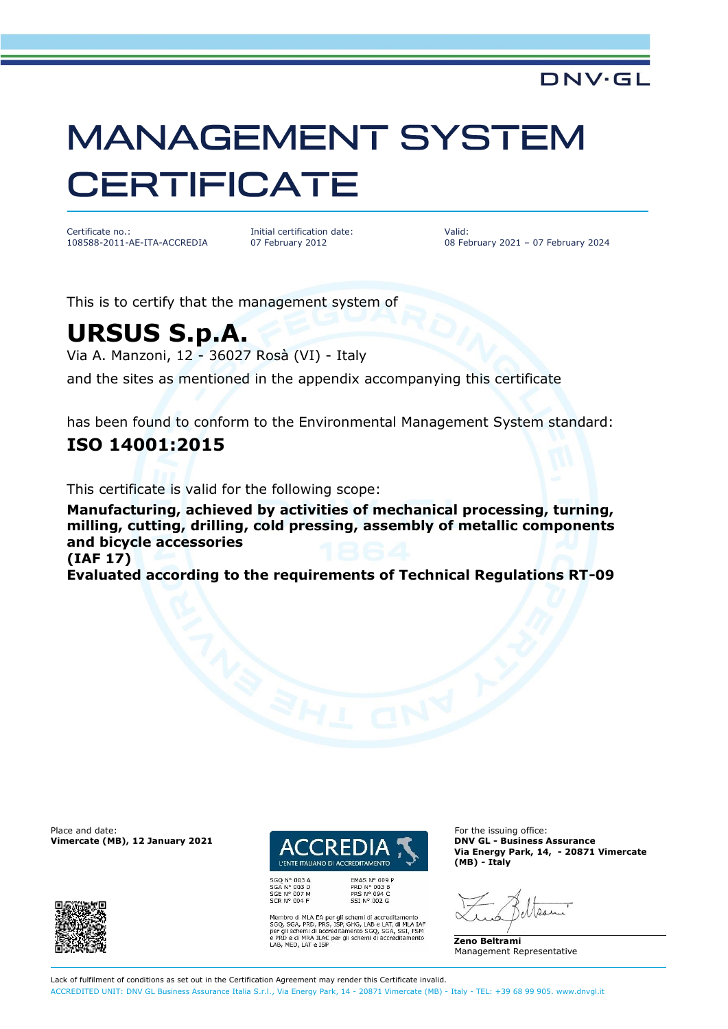DNV·GL

# MANAGEMENT SYSTEM CERTIFICATE

Certificate no.:
108588-2011-AE-ITA-ACCREDIA

Initial certification date:
07 February 2012

Valid:
08 February 2021 – 07 February 2024

This is to certify that the management system of

## URSUS S.p.A.

Via A. Manzoni, 12 - 36027 Rosà (VI) - Italy

and the sites as mentioned in the appendix accompanying this certificate

has been found to conform to the Environmental Management System standard:

## ISO 14001:2015

This certificate is valid for the following scope:

**Manufacturing, achieved by activities of mechanical processing, turning, milling, cutting, drilling, cold pressing, assembly of metallic components and bicycle accessories**
**(IAF 17)**
**Evaluated according to the requirements of Technical Regulations RT-09**

Place and date:
**Vimercate (MB), 12 January 2021**

ACCREDIA
L'ENTE ITALIANO DI ACCREDITAMENTO

SGQ N° 003 A
SGA N° 003 D
SGE N° 007 M
SCR N° 004 F

EMAS N° 009 P
PRD N° 003 B
PRS N° 094 C
SSI N° 002 G

Membro di MLA EA per gli schemi di accreditamento SGQ, SGA, PRD, PRS, ISP, GHG, LAB e LAT, di MLA IAF per gli schemi di accreditamento SGQ, SGA, SSI, FSM e PRD e di MRA ILAC per gli schemi di accreditamento LAB, MED, LAT e ISP

For the issuing office:
**DNV GL - Business Assurance**
**Via Energy Park, 14, - 20871 Vimercate (MB) - Italy**

**Zeno Beltrami**
Management Representative

Lack of fulfilment of conditions as set out in the Certification Agreement may render this Certificate invalid.
ACCREDITED UNIT: DNV GL Business Assurance Italia S.r.l., Via Energy Park, 14 - 20871 Vimercate (MB) - Italy - TEL: +39 68 99 905. www.dnvgl.it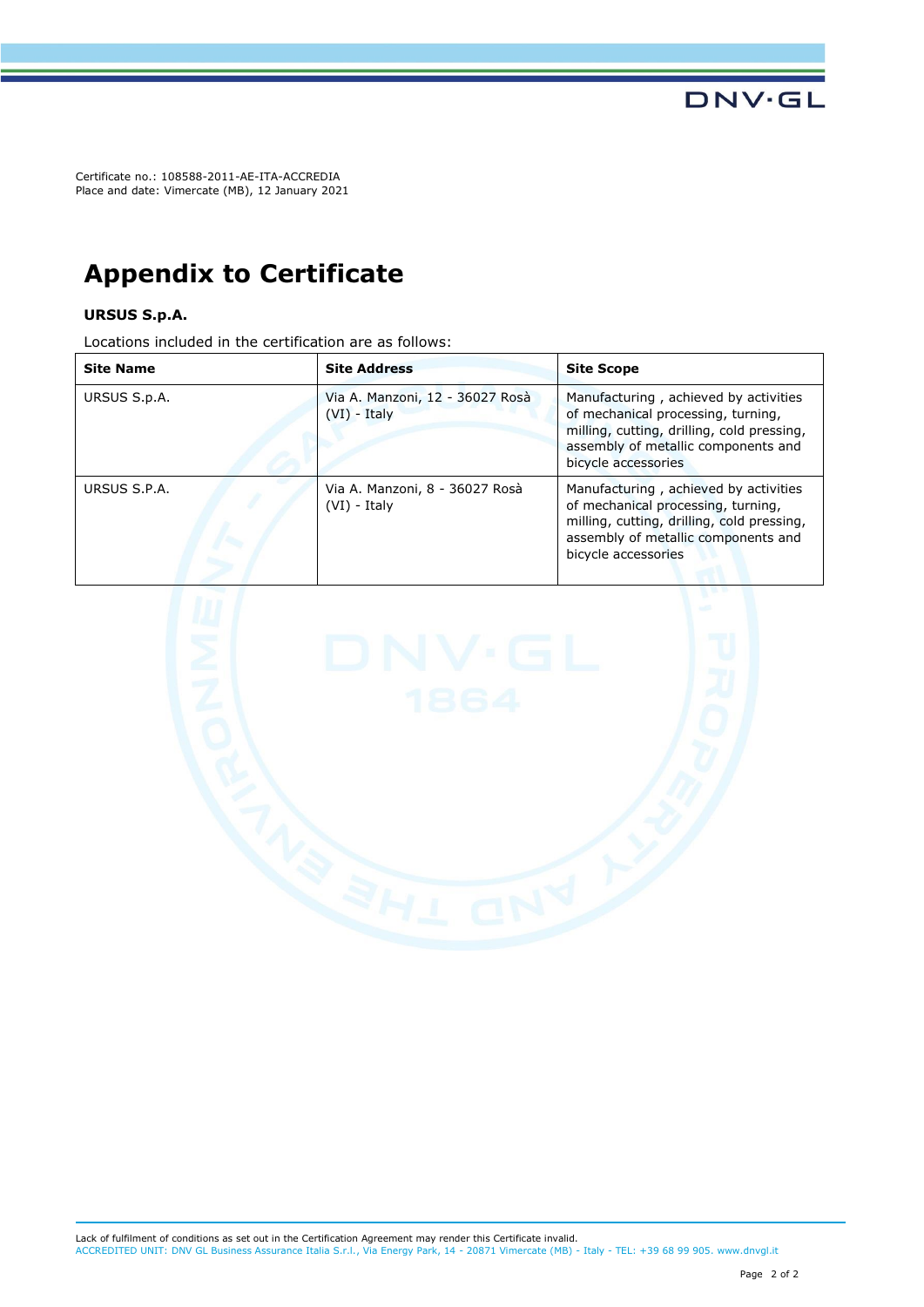Certificate no.: 108588-2011-AE-ITA-ACCREDIA
Place and date: Vimercate (MB), 12 January 2021

# Appendix to Certificate

**URSUS S.p.A.**

Locations included in the certification are as follows:

| Site Name | Site Address | Site Scope |
|---|---|---|
| URSUS S.p.A. | Via A. Manzoni, 12 - 36027 Rosà (VI) - Italy | Manufacturing , achieved by activities of mechanical processing, turning, milling, cutting, drilling, cold pressing, assembly of metallic components and bicycle accessories |
| URSUS S.P.A. | Via A. Manzoni, 8 - 36027 Rosà (VI) - Italy | Manufacturing , achieved by activities of mechanical processing, turning, milling, cutting, drilling, cold pressing, assembly of metallic components and bicycle accessories |

Lack of fulfilment of conditions as set out in the Certification Agreement may render this Certificate invalid.
ACCREDITED UNIT: DNV GL Business Assurance Italia S.r.l., Via Energy Park, 14 - 20871 Vimercate (MB) - Italy - TEL: +39 68 99 905. www.dnvgl.it